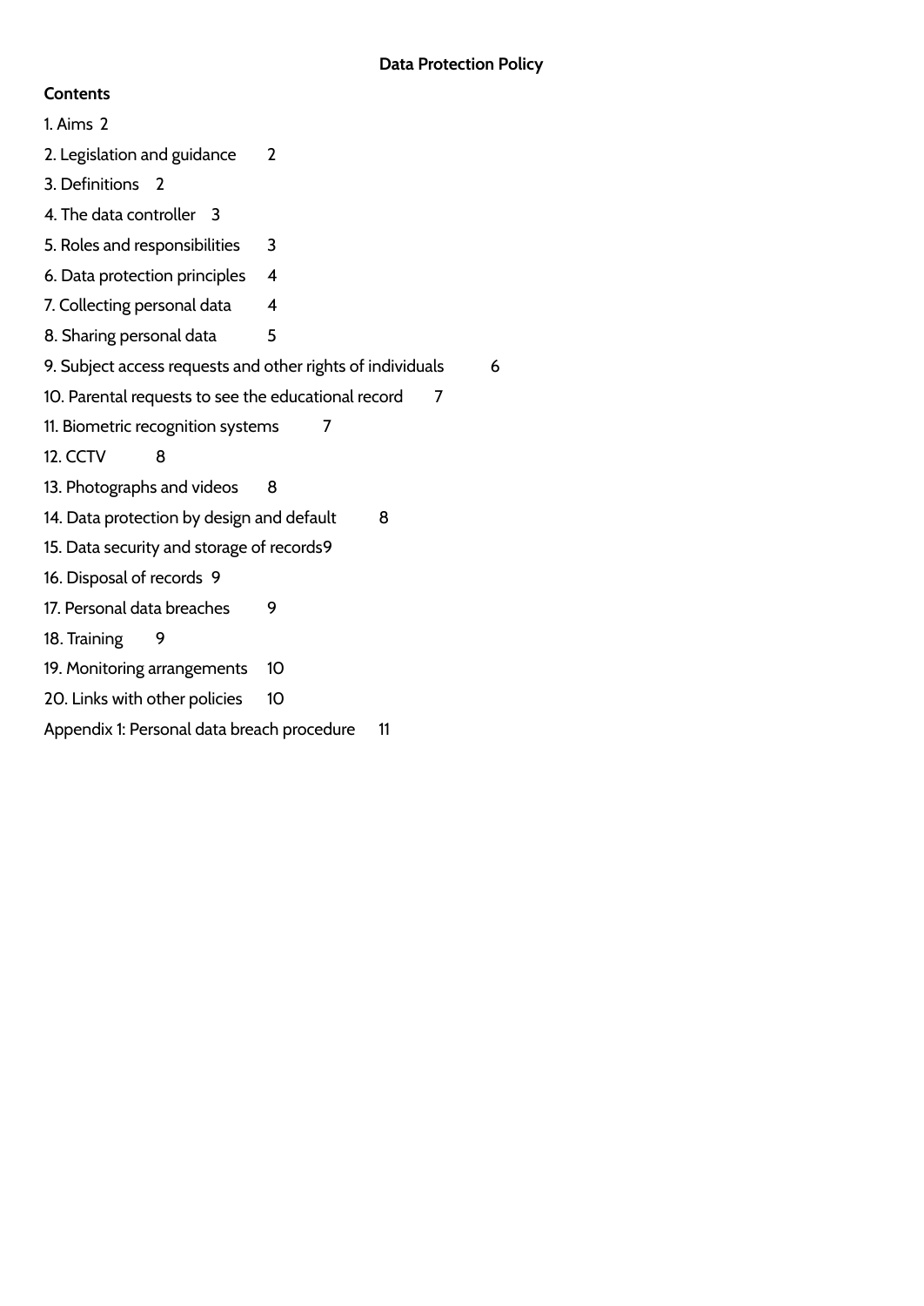# Data Protection Policy

**Contents**

1. Aims 2
2. Legislation and guidance 2
3. Definitions 2
4. The data controller 3
5. Roles and responsibilities 3
6. Data protection principles 4
7. Collecting personal data 4
8. Sharing personal data 5
9. Subject access requests and other rights of individuals 6
10. Parental requests to see the educational record 7
11. Biometric recognition systems 7
12. CCTV 8
13. Photographs and videos 8
14. Data protection by design and default 8
15. Data security and storage of records 9
16. Disposal of records 9
17. Personal data breaches 9
18. Training 9
19. Monitoring arrangements 10
20. Links with other policies 10

Appendix 1: Personal data breach procedure 11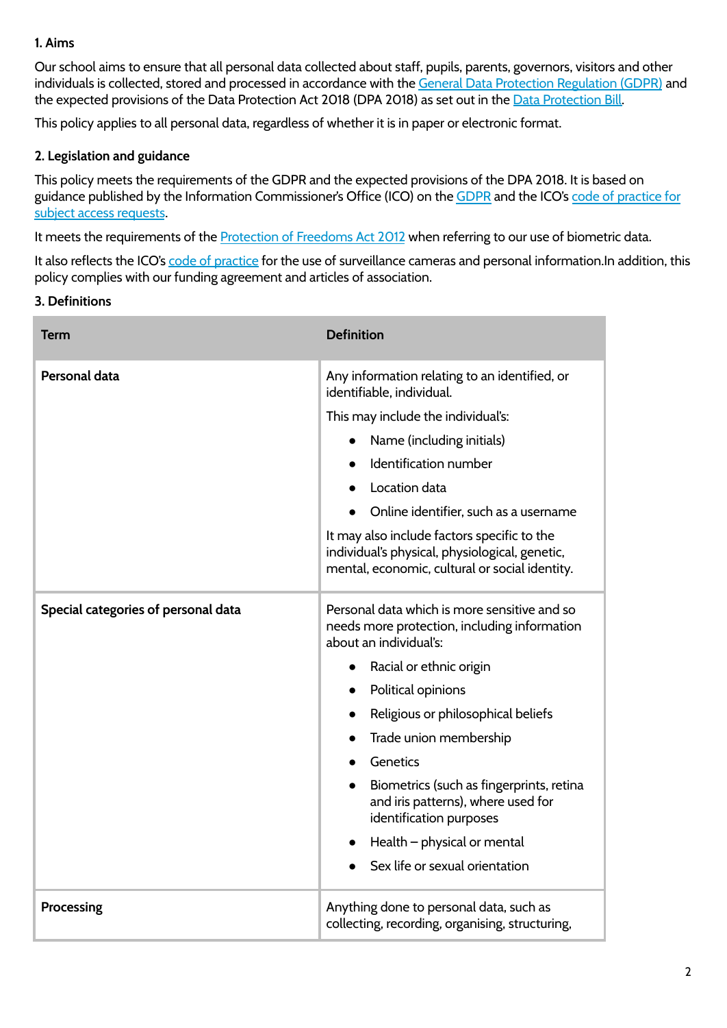## 1. Aims

Our school aims to ensure that all personal data collected about staff, pupils, parents, governors, visitors and other individuals is collected, stored and processed in accordance with the General Data Protection Regulation (GDPR) and the expected provisions of the Data Protection Act 2018 (DPA 2018) as set out in the Data Protection Bill.

This policy applies to all personal data, regardless of whether it is in paper or electronic format.

## 2. Legislation and guidance

This policy meets the requirements of the GDPR and the expected provisions of the DPA 2018. It is based on guidance published by the Information Commissioner's Office (ICO) on the GDPR and the ICO's code of practice for subject access requests.

It meets the requirements of the Protection of Freedoms Act 2012 when referring to our use of biometric data.

It also reflects the ICO's code of practice for the use of surveillance cameras and personal information.In addition, this policy complies with our funding agreement and articles of association.

## 3. Definitions

| Term | Definition |
|---|---|
| **Personal data** | Any information relating to an identified, or identifiable, individual.<br><br>This may include the individual's:<br>• Name (including initials)<br>• Identification number<br>• Location data<br>• Online identifier, such as a username<br><br>It may also include factors specific to the individual's physical, physiological, genetic, mental, economic, cultural or social identity. |
| **Special categories of personal data** | Personal data which is more sensitive and so needs more protection, including information about an individual's:<br>• Racial or ethnic origin<br>• Political opinions<br>• Religious or philosophical beliefs<br>• Trade union membership<br>• Genetics<br>• Biometrics (such as fingerprints, retina and iris patterns), where used for identification purposes<br>• Health – physical or mental<br>• Sex life or sexual orientation |
| **Processing** | Anything done to personal data, such as collecting, recording, organising, structuring, |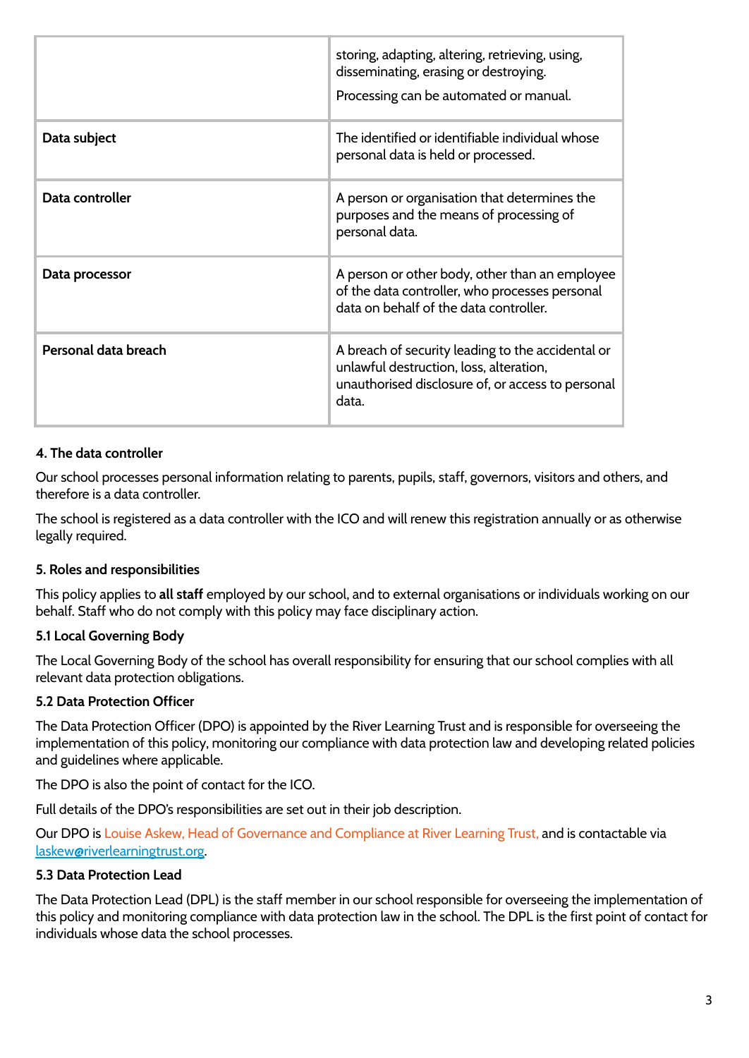| | |
|---|---|
| | storing, adapting, altering, retrieving, using, disseminating, erasing or destroying.<br>Processing can be automated or manual. |
| **Data subject** | The identified or identifiable individual whose personal data is held or processed. |
| **Data controller** | A person or organisation that determines the purposes and the means of processing of personal data. |
| **Data processor** | A person or other body, other than an employee of the data controller, who processes personal data on behalf of the data controller. |
| **Personal data breach** | A breach of security leading to the accidental or unlawful destruction, loss, alteration, unauthorised disclosure of, or access to personal data. |

### 4. The data controller

Our school processes personal information relating to parents, pupils, staff, governors, visitors and others, and therefore is a data controller.

The school is registered as a data controller with the ICO and will renew this registration annually or as otherwise legally required.

### 5. Roles and responsibilities

This policy applies to **all staff** employed by our school, and to external organisations or individuals working on our behalf. Staff who do not comply with this policy may face disciplinary action.

#### 5.1 Local Governing Body

The Local Governing Body of the school has overall responsibility for ensuring that our school complies with all relevant data protection obligations.

#### 5.2 Data Protection Officer

The Data Protection Officer (DPO) is appointed by the River Learning Trust and is responsible for overseeing the implementation of this policy, monitoring our compliance with data protection law and developing related policies and guidelines where applicable.

The DPO is also the point of contact for the ICO.

Full details of the DPO's responsibilities are set out in their job description.

Our DPO is Louise Askew, Head of Governance and Compliance at River Learning Trust, and is contactable via laskew@riverlearningtrust.org.

#### 5.3 Data Protection Lead

The Data Protection Lead (DPL) is the staff member in our school responsible for overseeing the implementation of this policy and monitoring compliance with data protection law in the school. The DPL is the first point of contact for individuals whose data the school processes.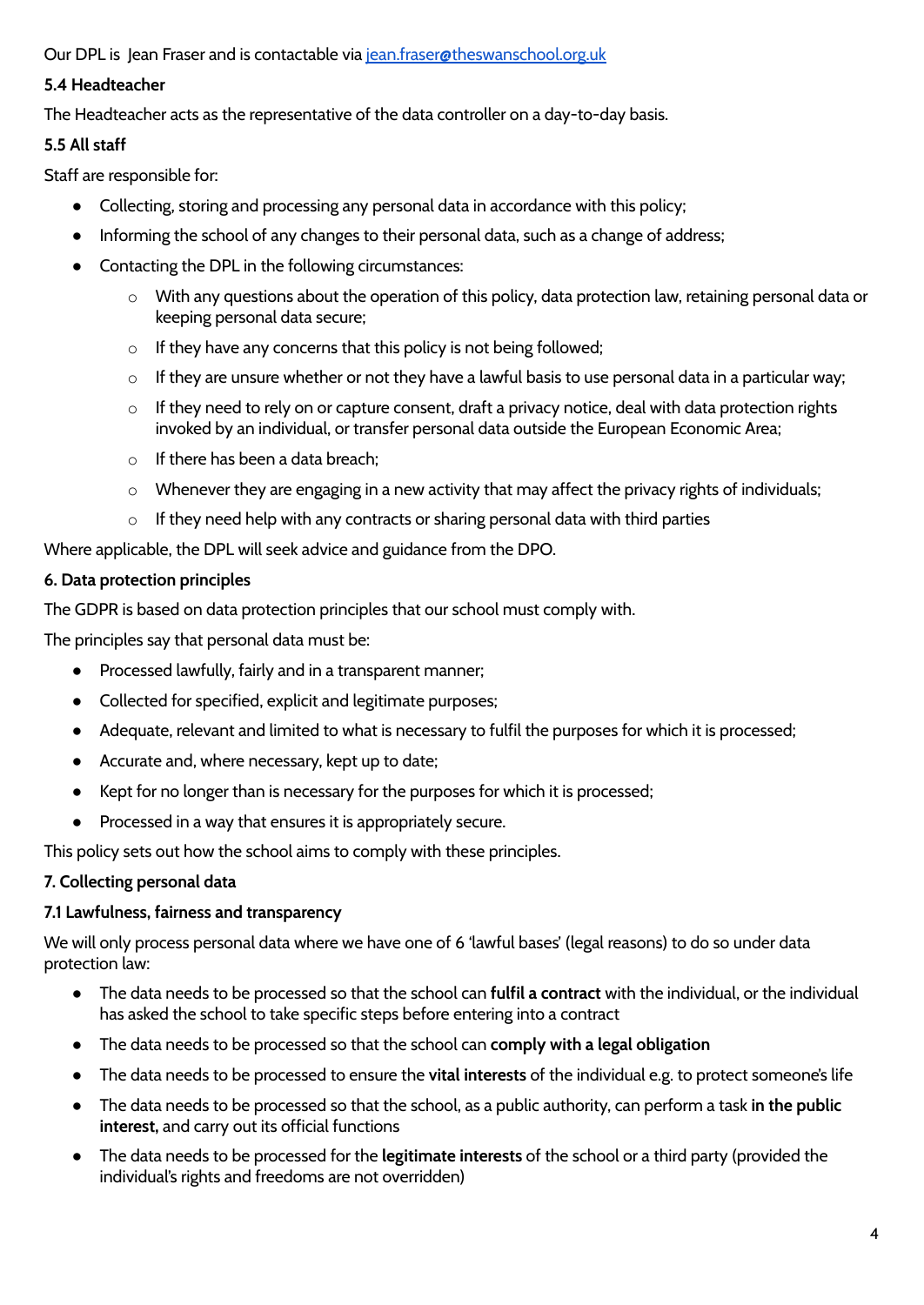Our DPL is  Jean Fraser and is contactable via jean.fraser@theswanschool.org.uk

**5.4 Headteacher**

The Headteacher acts as the representative of the data controller on a day-to-day basis.

**5.5 All staff**

Staff are responsible for:

- Collecting, storing and processing any personal data in accordance with this policy;
- Informing the school of any changes to their personal data, such as a change of address;
- Contacting the DPL in the following circumstances:
  - With any questions about the operation of this policy, data protection law, retaining personal data or keeping personal data secure;
  - If they have any concerns that this policy is not being followed;
  - If they are unsure whether or not they have a lawful basis to use personal data in a particular way;
  - If they need to rely on or capture consent, draft a privacy notice, deal with data protection rights invoked by an individual, or transfer personal data outside the European Economic Area;
  - If there has been a data breach;
  - Whenever they are engaging in a new activity that may affect the privacy rights of individuals;
  - If they need help with any contracts or sharing personal data with third parties

Where applicable, the DPL will seek advice and guidance from the DPO.

**6. Data protection principles**

The GDPR is based on data protection principles that our school must comply with.

The principles say that personal data must be:

- Processed lawfully, fairly and in a transparent manner;
- Collected for specified, explicit and legitimate purposes;
- Adequate, relevant and limited to what is necessary to fulfil the purposes for which it is processed;
- Accurate and, where necessary, kept up to date;
- Kept for no longer than is necessary for the purposes for which it is processed;
- Processed in a way that ensures it is appropriately secure.

This policy sets out how the school aims to comply with these principles.

**7. Collecting personal data**

**7.1 Lawfulness, fairness and transparency**

We will only process personal data where we have one of 6 'lawful bases' (legal reasons) to do so under data protection law:

- The data needs to be processed so that the school can **fulfil a contract** with the individual, or the individual has asked the school to take specific steps before entering into a contract
- The data needs to be processed so that the school can **comply with a legal obligation**
- The data needs to be processed to ensure the **vital interests** of the individual e.g. to protect someone's life
- The data needs to be processed so that the school, as a public authority, can perform a task **in the public interest**, and carry out its official functions
- The data needs to be processed for the **legitimate interests** of the school or a third party (provided the individual's rights and freedoms are not overridden)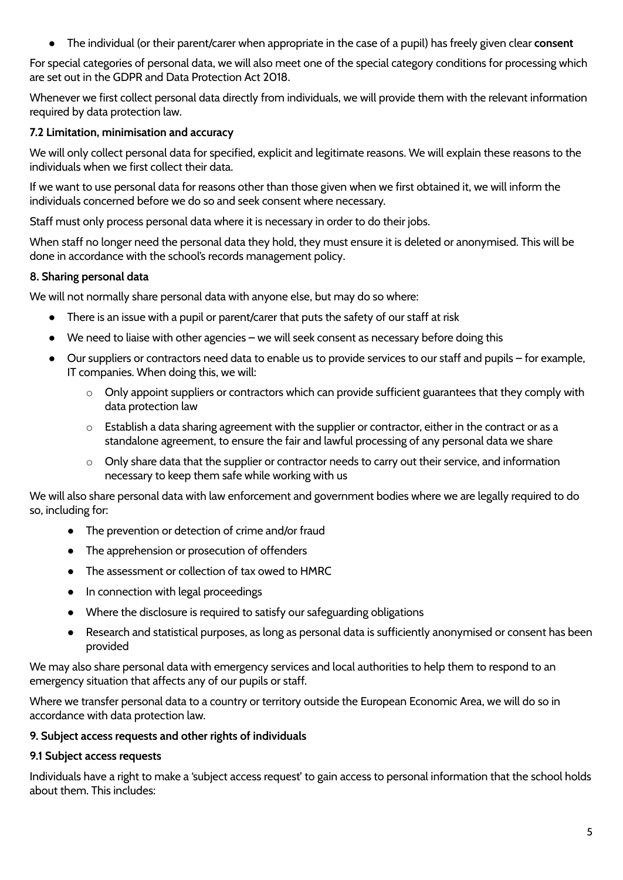- The individual (or their parent/carer when appropriate in the case of a pupil) has freely given clear **consent**

For special categories of personal data, we will also meet one of the special category conditions for processing which are set out in the GDPR and Data Protection Act 2018.

Whenever we first collect personal data directly from individuals, we will provide them with the relevant information required by data protection law.

### 7.2 Limitation, minimisation and accuracy

We will only collect personal data for specified, explicit and legitimate reasons. We will explain these reasons to the individuals when we first collect their data.

If we want to use personal data for reasons other than those given when we first obtained it, we will inform the individuals concerned before we do so and seek consent where necessary.

Staff must only process personal data where it is necessary in order to do their jobs.

When staff no longer need the personal data they hold, they must ensure it is deleted or anonymised. This will be done in accordance with the school's records management policy.

## 8. Sharing personal data

We will not normally share personal data with anyone else, but may do so where:

- There is an issue with a pupil or parent/carer that puts the safety of our staff at risk
- We need to liaise with other agencies – we will seek consent as necessary before doing this
- Our suppliers or contractors need data to enable us to provide services to our staff and pupils – for example, IT companies. When doing this, we will:
  - Only appoint suppliers or contractors which can provide sufficient guarantees that they comply with data protection law
  - Establish a data sharing agreement with the supplier or contractor, either in the contract or as a standalone agreement, to ensure the fair and lawful processing of any personal data we share
  - Only share data that the supplier or contractor needs to carry out their service, and information necessary to keep them safe while working with us

We will also share personal data with law enforcement and government bodies where we are legally required to do so, including for:

- The prevention or detection of crime and/or fraud
- The apprehension or prosecution of offenders
- The assessment or collection of tax owed to HMRC
- In connection with legal proceedings
- Where the disclosure is required to satisfy our safeguarding obligations
- Research and statistical purposes, as long as personal data is sufficiently anonymised or consent has been provided

We may also share personal data with emergency services and local authorities to help them to respond to an emergency situation that affects any of our pupils or staff.

Where we transfer personal data to a country or territory outside the European Economic Area, we will do so in accordance with data protection law.

## 9. Subject access requests and other rights of individuals

### 9.1 Subject access requests

Individuals have a right to make a 'subject access request' to gain access to personal information that the school holds about them. This includes: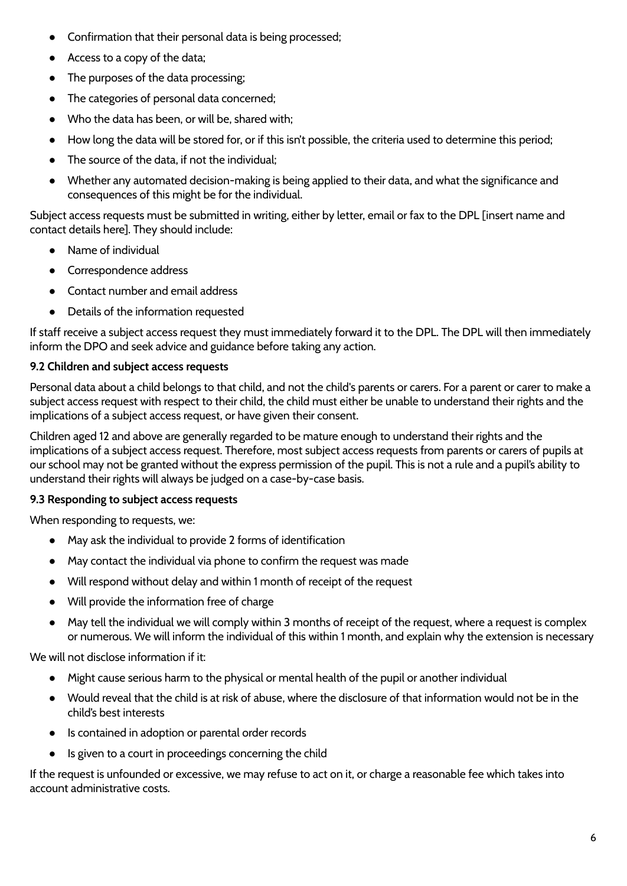- Confirmation that their personal data is being processed;
- Access to a copy of the data;
- The purposes of the data processing;
- The categories of personal data concerned;
- Who the data has been, or will be, shared with;
- How long the data will be stored for, or if this isn't possible, the criteria used to determine this period;
- The source of the data, if not the individual;
- Whether any automated decision-making is being applied to their data, and what the significance and consequences of this might be for the individual.

Subject access requests must be submitted in writing, either by letter, email or fax to the DPL [insert name and contact details here]. They should include:

- Name of individual
- Correspondence address
- Contact number and email address
- Details of the information requested

If staff receive a subject access request they must immediately forward it to the DPL. The DPL will then immediately inform the DPO and seek advice and guidance before taking any action.

**9.2 Children and subject access requests**

Personal data about a child belongs to that child, and not the child's parents or carers. For a parent or carer to make a subject access request with respect to their child, the child must either be unable to understand their rights and the implications of a subject access request, or have given their consent.

Children aged 12 and above are generally regarded to be mature enough to understand their rights and the implications of a subject access request. Therefore, most subject access requests from parents or carers of pupils at our school may not be granted without the express permission of the pupil. This is not a rule and a pupil's ability to understand their rights will always be judged on a case-by-case basis.

**9.3 Responding to subject access requests**

When responding to requests, we:

- May ask the individual to provide 2 forms of identification
- May contact the individual via phone to confirm the request was made
- Will respond without delay and within 1 month of receipt of the request
- Will provide the information free of charge
- May tell the individual we will comply within 3 months of receipt of the request, where a request is complex or numerous. We will inform the individual of this within 1 month, and explain why the extension is necessary

We will not disclose information if it:

- Might cause serious harm to the physical or mental health of the pupil or another individual
- Would reveal that the child is at risk of abuse, where the disclosure of that information would not be in the child's best interests
- Is contained in adoption or parental order records
- Is given to a court in proceedings concerning the child

If the request is unfounded or excessive, we may refuse to act on it, or charge a reasonable fee which takes into account administrative costs.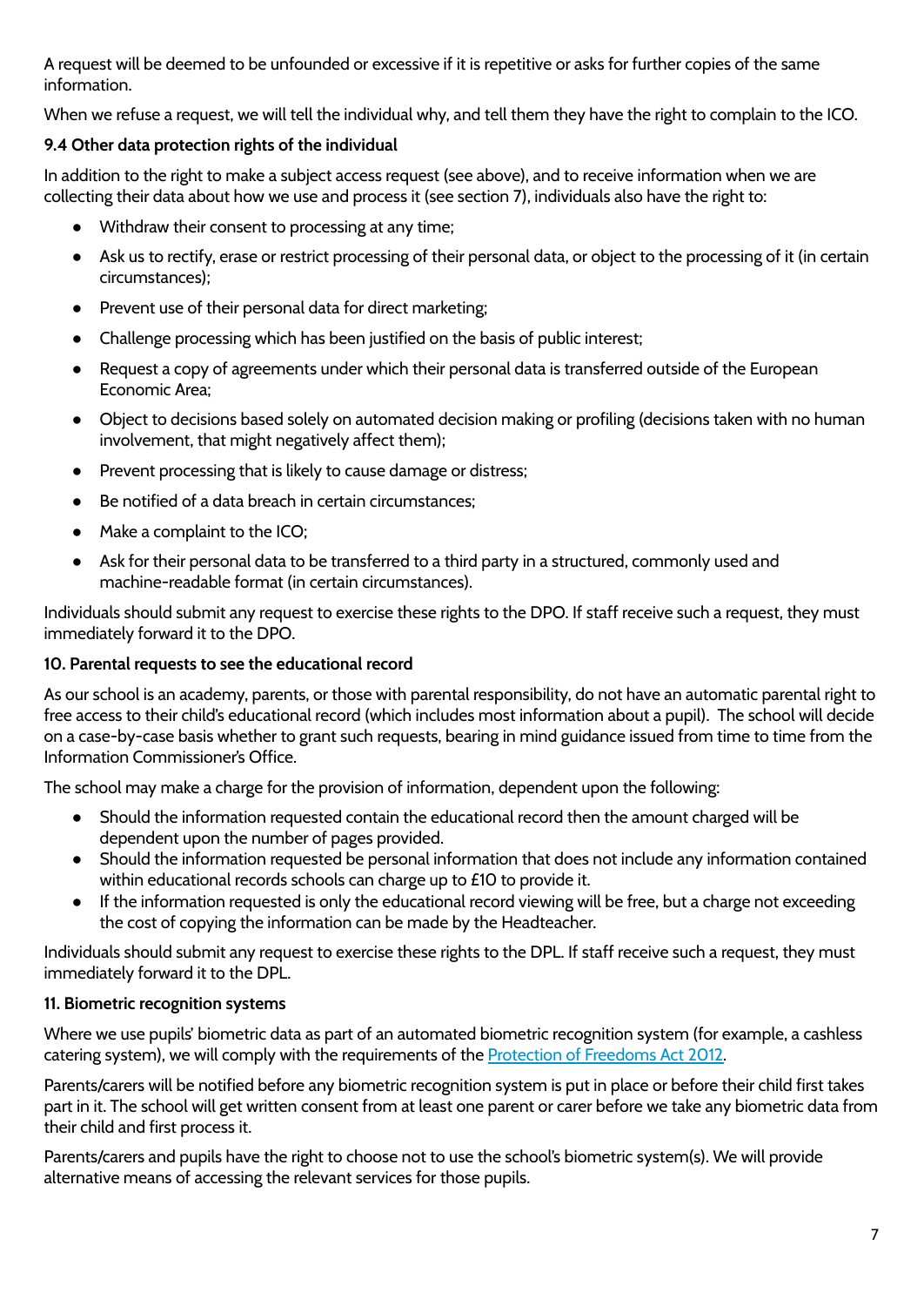A request will be deemed to be unfounded or excessive if it is repetitive or asks for further copies of the same information.

When we refuse a request, we will tell the individual why, and tell them they have the right to complain to the ICO.

**9.4 Other data protection rights of the individual**

In addition to the right to make a subject access request (see above), and to receive information when we are collecting their data about how we use and process it (see section 7), individuals also have the right to:

- Withdraw their consent to processing at any time;
- Ask us to rectify, erase or restrict processing of their personal data, or object to the processing of it (in certain circumstances);
- Prevent use of their personal data for direct marketing;
- Challenge processing which has been justified on the basis of public interest;
- Request a copy of agreements under which their personal data is transferred outside of the European Economic Area;
- Object to decisions based solely on automated decision making or profiling (decisions taken with no human involvement, that might negatively affect them);
- Prevent processing that is likely to cause damage or distress;
- Be notified of a data breach in certain circumstances;
- Make a complaint to the ICO;
- Ask for their personal data to be transferred to a third party in a structured, commonly used and machine-readable format (in certain circumstances).

Individuals should submit any request to exercise these rights to the DPO. If staff receive such a request, they must immediately forward it to the DPO.

**10. Parental requests to see the educational record**

As our school is an academy, parents, or those with parental responsibility, do not have an automatic parental right to free access to their child's educational record (which includes most information about a pupil). The school will decide on a case-by-case basis whether to grant such requests, bearing in mind guidance issued from time to time from the Information Commissioner's Office.

The school may make a charge for the provision of information, dependent upon the following:

- Should the information requested contain the educational record then the amount charged will be dependent upon the number of pages provided.
- Should the information requested be personal information that does not include any information contained within educational records schools can charge up to £10 to provide it.
- If the information requested is only the educational record viewing will be free, but a charge not exceeding the cost of copying the information can be made by the Headteacher.

Individuals should submit any request to exercise these rights to the DPL. If staff receive such a request, they must immediately forward it to the DPL.

**11. Biometric recognition systems**

Where we use pupils' biometric data as part of an automated biometric recognition system (for example, a cashless catering system), we will comply with the requirements of the [Protection of Freedoms Act 2012](https://www.legislation.gov.uk/ukpga/2012/9/section/26).

Parents/carers will be notified before any biometric recognition system is put in place or before their child first takes part in it. The school will get written consent from at least one parent or carer before we take any biometric data from their child and first process it.

Parents/carers and pupils have the right to choose not to use the school's biometric system(s). We will provide alternative means of accessing the relevant services for those pupils.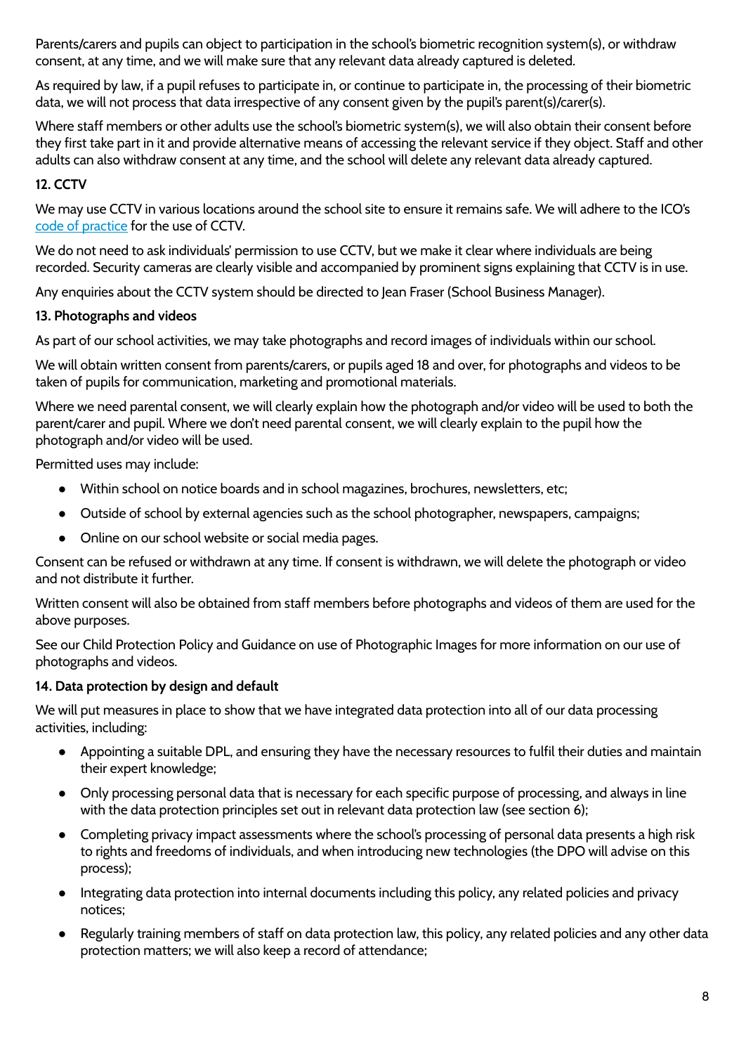Parents/carers and pupils can object to participation in the school's biometric recognition system(s), or withdraw consent, at any time, and we will make sure that any relevant data already captured is deleted.

As required by law, if a pupil refuses to participate in, or continue to participate in, the processing of their biometric data, we will not process that data irrespective of any consent given by the pupil's parent(s)/carer(s).

Where staff members or other adults use the school's biometric system(s), we will also obtain their consent before they first take part in it and provide alternative means of accessing the relevant service if they object. Staff and other adults can also withdraw consent at any time, and the school will delete any relevant data already captured.

**12. CCTV**

We may use CCTV in various locations around the school site to ensure it remains safe. We will adhere to the ICO's code of practice for the use of CCTV.

We do not need to ask individuals' permission to use CCTV, but we make it clear where individuals are being recorded. Security cameras are clearly visible and accompanied by prominent signs explaining that CCTV is in use.

Any enquiries about the CCTV system should be directed to Jean Fraser (School Business Manager).

**13. Photographs and videos**

As part of our school activities, we may take photographs and record images of individuals within our school.

We will obtain written consent from parents/carers, or pupils aged 18 and over, for photographs and videos to be taken of pupils for communication, marketing and promotional materials.

Where we need parental consent, we will clearly explain how the photograph and/or video will be used to both the parent/carer and pupil. Where we don't need parental consent, we will clearly explain to the pupil how the photograph and/or video will be used.

Permitted uses may include:

- Within school on notice boards and in school magazines, brochures, newsletters, etc;
- Outside of school by external agencies such as the school photographer, newspapers, campaigns;
- Online on our school website or social media pages.

Consent can be refused or withdrawn at any time. If consent is withdrawn, we will delete the photograph or video and not distribute it further.

Written consent will also be obtained from staff members before photographs and videos of them are used for the above purposes.

See our Child Protection Policy and Guidance on use of Photographic Images for more information on our use of photographs and videos.

**14. Data protection by design and default**

We will put measures in place to show that we have integrated data protection into all of our data processing activities, including:

- Appointing a suitable DPL, and ensuring they have the necessary resources to fulfil their duties and maintain their expert knowledge;
- Only processing personal data that is necessary for each specific purpose of processing, and always in line with the data protection principles set out in relevant data protection law (see section 6);
- Completing privacy impact assessments where the school's processing of personal data presents a high risk to rights and freedoms of individuals, and when introducing new technologies (the DPO will advise on this process);
- Integrating data protection into internal documents including this policy, any related policies and privacy notices;
- Regularly training members of staff on data protection law, this policy, any related policies and any other data protection matters; we will also keep a record of attendance;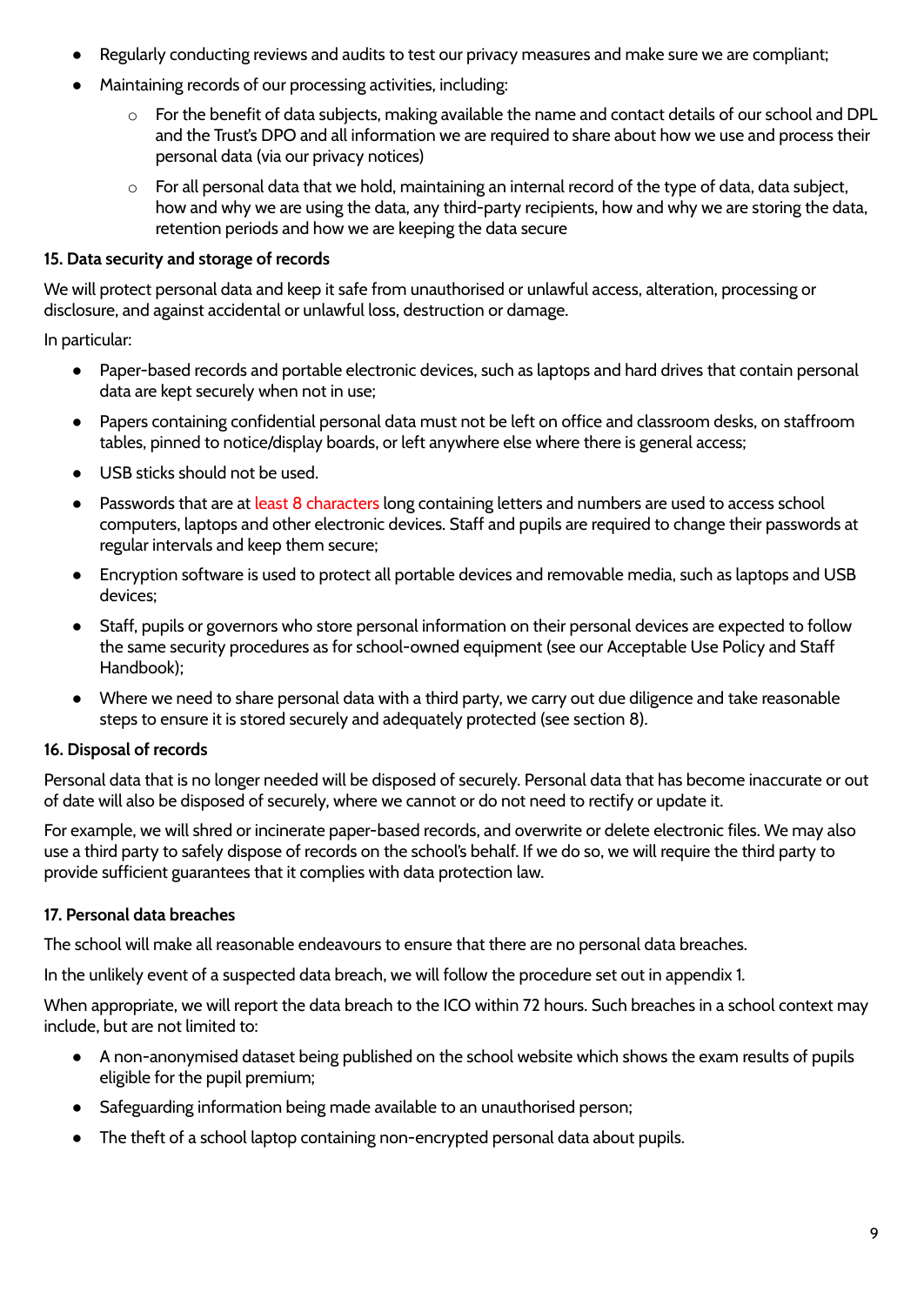- Regularly conducting reviews and audits to test our privacy measures and make sure we are compliant;
- Maintaining records of our processing activities, including:
    - For the benefit of data subjects, making available the name and contact details of our school and DPL and the Trust's DPO and all information we are required to share about how we use and process their personal data (via our privacy notices)
    - For all personal data that we hold, maintaining an internal record of the type of data, data subject, how and why we are using the data, any third-party recipients, how and why we are storing the data, retention periods and how we are keeping the data secure

**15. Data security and storage of records**

We will protect personal data and keep it safe from unauthorised or unlawful access, alteration, processing or disclosure, and against accidental or unlawful loss, destruction or damage.

In particular:

- Paper-based records and portable electronic devices, such as laptops and hard drives that contain personal data are kept securely when not in use;
- Papers containing confidential personal data must not be left on office and classroom desks, on staffroom tables, pinned to notice/display boards, or left anywhere else where there is general access;
- USB sticks should not be used.
- Passwords that are at least 8 characters long containing letters and numbers are used to access school computers, laptops and other electronic devices. Staff and pupils are required to change their passwords at regular intervals and keep them secure;
- Encryption software is used to protect all portable devices and removable media, such as laptops and USB devices;
- Staff, pupils or governors who store personal information on their personal devices are expected to follow the same security procedures as for school-owned equipment (see our Acceptable Use Policy and Staff Handbook);
- Where we need to share personal data with a third party, we carry out due diligence and take reasonable steps to ensure it is stored securely and adequately protected (see section 8).

**16. Disposal of records**

Personal data that is no longer needed will be disposed of securely. Personal data that has become inaccurate or out of date will also be disposed of securely, where we cannot or do not need to rectify or update it.

For example, we will shred or incinerate paper-based records, and overwrite or delete electronic files. We may also use a third party to safely dispose of records on the school's behalf. If we do so, we will require the third party to provide sufficient guarantees that it complies with data protection law.

**17. Personal data breaches**

The school will make all reasonable endeavours to ensure that there are no personal data breaches.

In the unlikely event of a suspected data breach, we will follow the procedure set out in appendix 1.

When appropriate, we will report the data breach to the ICO within 72 hours. Such breaches in a school context may include, but are not limited to:

- A non-anonymised dataset being published on the school website which shows the exam results of pupils eligible for the pupil premium;
- Safeguarding information being made available to an unauthorised person;
- The theft of a school laptop containing non-encrypted personal data about pupils.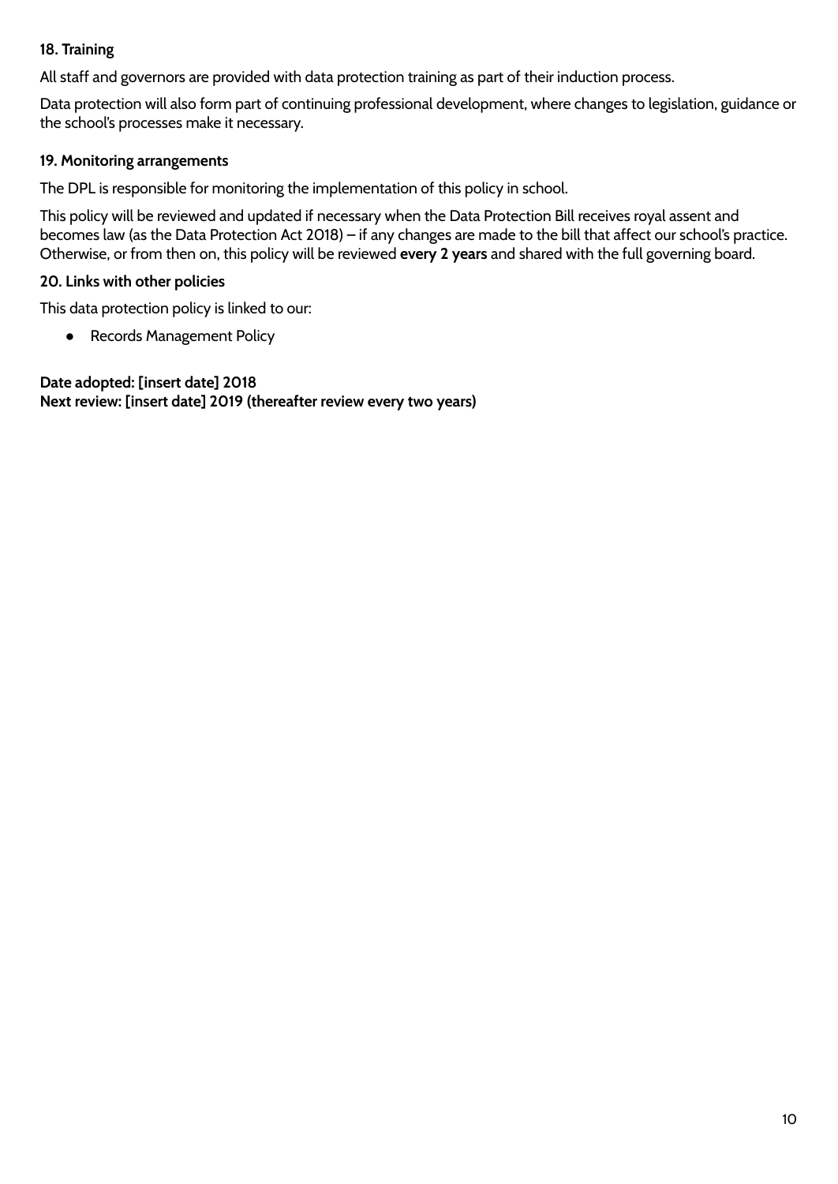### 18. Training

All staff and governors are provided with data protection training as part of their induction process.

Data protection will also form part of continuing professional development, where changes to legislation, guidance or the school's processes make it necessary.

### 19. Monitoring arrangements

The DPL is responsible for monitoring the implementation of this policy in school.

This policy will be reviewed and updated if necessary when the Data Protection Bill receives royal assent and becomes law (as the Data Protection Act 2018) – if any changes are made to the bill that affect our school's practice. Otherwise, or from then on, this policy will be reviewed **every 2 years** and shared with the full governing board.

### 20. Links with other policies

This data protection policy is linked to our:

- Records Management Policy

**Date adopted: [insert date] 2018**
**Next review: [insert date] 2019 (thereafter review every two years)**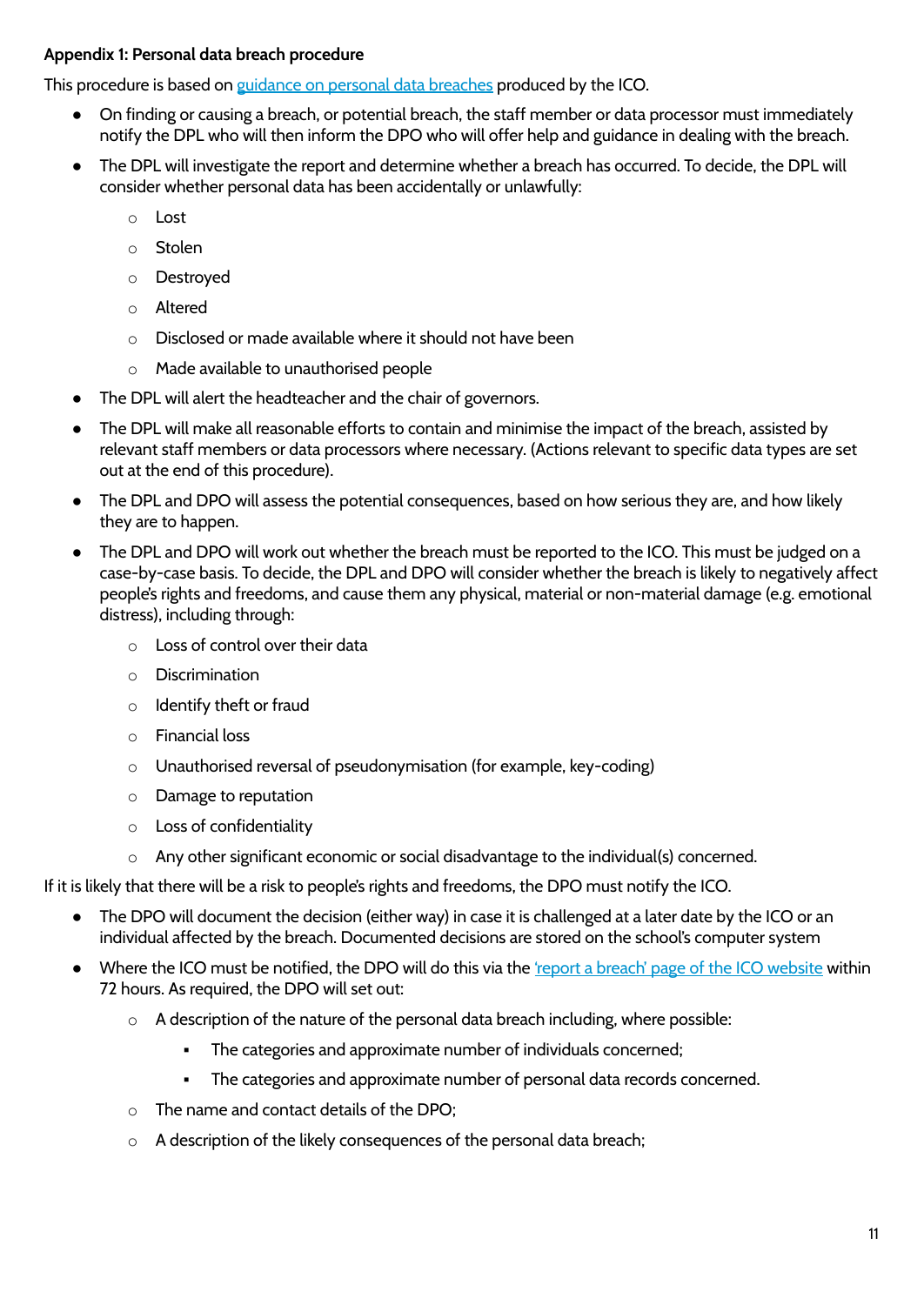**Appendix 1: Personal data breach procedure**

This procedure is based on [guidance on personal data breaches]() produced by the ICO.

- On finding or causing a breach, or potential breach, the staff member or data processor must immediately notify the DPL who will then inform the DPO who will offer help and guidance in dealing with the breach.
- The DPL will investigate the report and determine whether a breach has occurred. To decide, the DPL will consider whether personal data has been accidentally or unlawfully:
    - Lost
    - Stolen
    - Destroyed
    - Altered
    - Disclosed or made available where it should not have been
    - Made available to unauthorised people
- The DPL will alert the headteacher and the chair of governors.
- The DPL will make all reasonable efforts to contain and minimise the impact of the breach, assisted by relevant staff members or data processors where necessary. (Actions relevant to specific data types are set out at the end of this procedure).
- The DPL and DPO will assess the potential consequences, based on how serious they are, and how likely they are to happen.
- The DPL and DPO will work out whether the breach must be reported to the ICO. This must be judged on a case-by-case basis. To decide, the DPL and DPO will consider whether the breach is likely to negatively affect people's rights and freedoms, and cause them any physical, material or non-material damage (e.g. emotional distress), including through:
    - Loss of control over their data
    - Discrimination
    - Identify theft or fraud
    - Financial loss
    - Unauthorised reversal of pseudonymisation (for example, key-coding)
    - Damage to reputation
    - Loss of confidentiality
    - Any other significant economic or social disadvantage to the individual(s) concerned.

If it is likely that there will be a risk to people's rights and freedoms, the DPO must notify the ICO.

- The DPO will document the decision (either way) in case it is challenged at a later date by the ICO or an individual affected by the breach. Documented decisions are stored on the school's computer system
- Where the ICO must be notified, the DPO will do this via the ['report a breach' page of the ICO website]() within 72 hours. As required, the DPO will set out:
    - A description of the nature of the personal data breach including, where possible:
        - The categories and approximate number of individuals concerned;
        - The categories and approximate number of personal data records concerned.
    - The name and contact details of the DPO;
    - A description of the likely consequences of the personal data breach;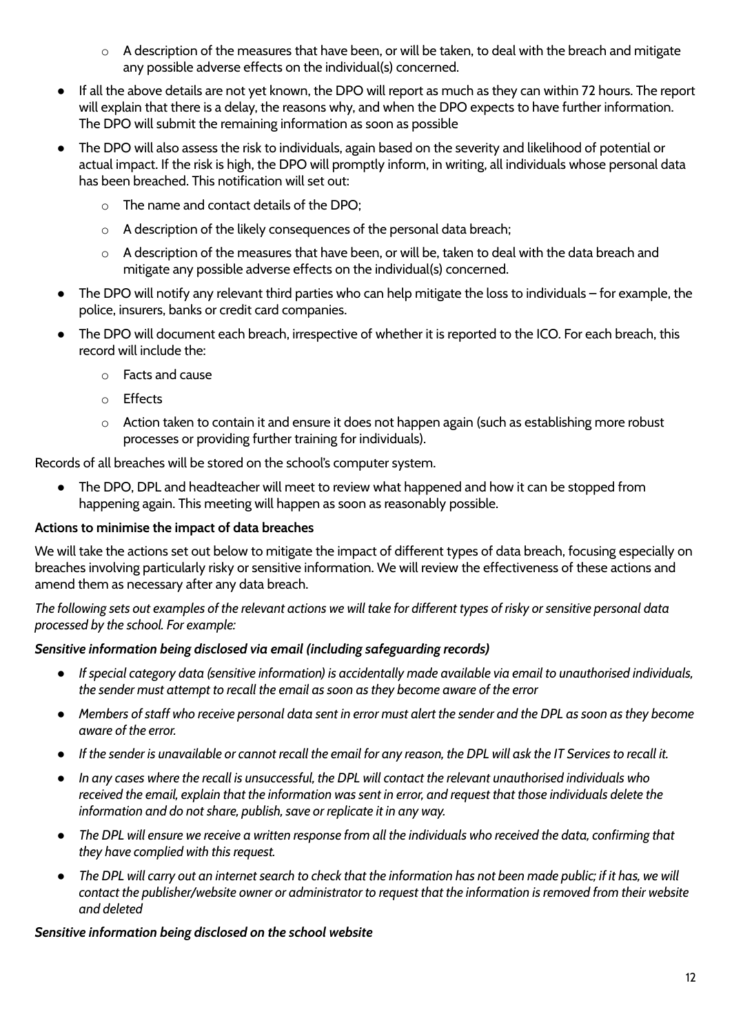- A description of the measures that have been, or will be taken, to deal with the breach and mitigate any possible adverse effects on the individual(s) concerned.
- If all the above details are not yet known, the DPO will report as much as they can within 72 hours. The report will explain that there is a delay, the reasons why, and when the DPO expects to have further information. The DPO will submit the remaining information as soon as possible
- The DPO will also assess the risk to individuals, again based on the severity and likelihood of potential or actual impact. If the risk is high, the DPO will promptly inform, in writing, all individuals whose personal data has been breached. This notification will set out:
    - The name and contact details of the DPO;
    - A description of the likely consequences of the personal data breach;
    - A description of the measures that have been, or will be, taken to deal with the data breach and mitigate any possible adverse effects on the individual(s) concerned.
- The DPO will notify any relevant third parties who can help mitigate the loss to individuals – for example, the police, insurers, banks or credit card companies.
- The DPO will document each breach, irrespective of whether it is reported to the ICO. For each breach, this record will include the:
    - Facts and cause
    - Effects
    - Action taken to contain it and ensure it does not happen again (such as establishing more robust processes or providing further training for individuals).

Records of all breaches will be stored on the school's computer system.

- The DPO, DPL and headteacher will meet to review what happened and how it can be stopped from happening again. This meeting will happen as soon as reasonably possible.

**Actions to minimise the impact of data breaches**

We will take the actions set out below to mitigate the impact of different types of data breach, focusing especially on breaches involving particularly risky or sensitive information. We will review the effectiveness of these actions and amend them as necessary after any data breach.

*The following sets out examples of the relevant actions we will take for different types of risky or sensitive personal data processed by the school. For example:*

***Sensitive information being disclosed via email (including safeguarding records)***

- *If special category data (sensitive information) is accidentally made available via email to unauthorised individuals, the sender must attempt to recall the email as soon as they become aware of the error*
- *Members of staff who receive personal data sent in error must alert the sender and the DPL as soon as they become aware of the error.*
- *If the sender is unavailable or cannot recall the email for any reason, the DPL will ask the IT Services to recall it.*
- *In any cases where the recall is unsuccessful, the DPL will contact the relevant unauthorised individuals who received the email, explain that the information was sent in error, and request that those individuals delete the information and do not share, publish, save or replicate it in any way.*
- *The DPL will ensure we receive a written response from all the individuals who received the data, confirming that they have complied with this request.*
- *The DPL will carry out an internet search to check that the information has not been made public; if it has, we will contact the publisher/website owner or administrator to request that the information is removed from their website and deleted*

***Sensitive information being disclosed on the school website***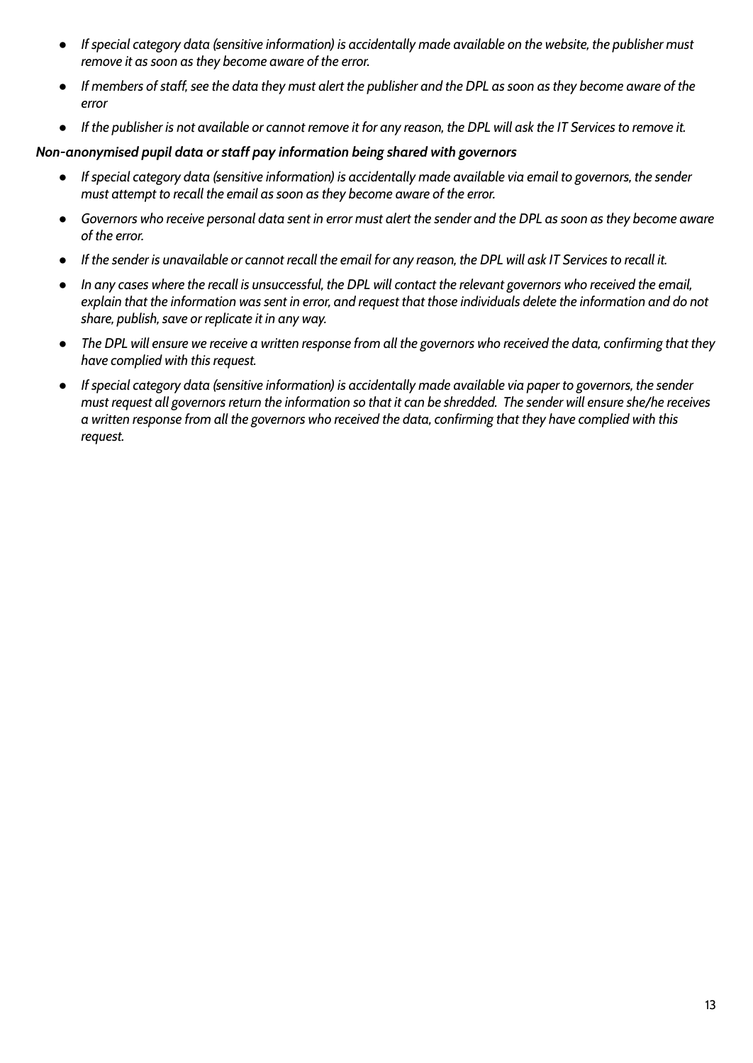- *If special category data (sensitive information) is accidentally made available on the website, the publisher must remove it as soon as they become aware of the error.*
- *If members of staff, see the data they must alert the publisher and the DPL as soon as they become aware of the error*
- *If the publisher is not available or cannot remove it for any reason, the DPL will ask the IT Services to remove it.*

***Non-anonymised pupil data or staff pay information being shared with governors***

- *If special category data (sensitive information) is accidentally made available via email to governors, the sender must attempt to recall the email as soon as they become aware of the error.*
- *Governors who receive personal data sent in error must alert the sender and the DPL as soon as they become aware of the error.*
- *If the sender is unavailable or cannot recall the email for any reason, the DPL will ask IT Services to recall it.*
- *In any cases where the recall is unsuccessful, the DPL will contact the relevant governors who received the email, explain that the information was sent in error, and request that those individuals delete the information and do not share, publish, save or replicate it in any way.*
- *The DPL will ensure we receive a written response from all the governors who received the data, confirming that they have complied with this request.*
- *If special category data (sensitive information) is accidentally made available via paper to governors, the sender must request all governors return the information so that it can be shredded. The sender will ensure she/he receives a written response from all the governors who received the data, confirming that they have complied with this request.*